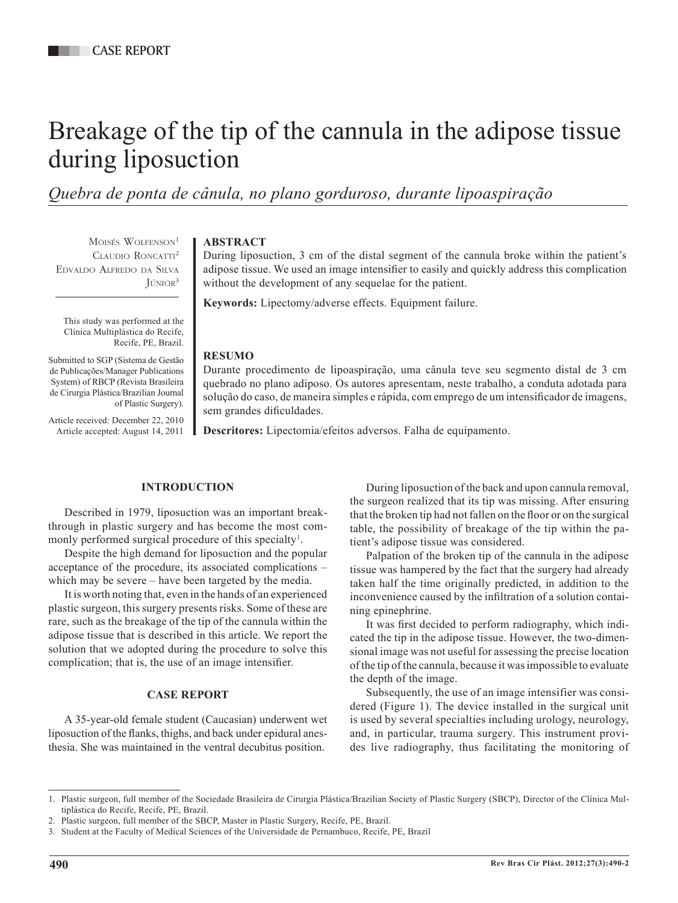CASE REPORT

# Breakage of the tip of the cannula in the adipose tissue during liposuction

*Quebra de ponta de cânula, no plano gorduroso, durante lipoaspiração*

Moisés Wolfenson[1]
Claudio Roncatti[2]
Edvaldo Alfredo da Silva Júnior[3]

This study was performed at the Clínica Multiplástica do Recife, Recife, PE, Brazil.

Submitted to SGP (Sistema de Gestão de Publicações/Manager Publications System) of RBCP (Revista Brasileira de Cirurgia Plástica/Brazilian Journal of Plastic Surgery).

Article received: December 22, 2010
Article accepted: August 14, 2011

**ABSTRACT**

During liposuction, 3 cm of the distal segment of the cannula broke within the patient's adipose tissue. We used an image intensifier to easily and quickly address this complication without the development of any sequelae for the patient.

**Keywords:** Lipectomy/adverse effects. Equipment failure.

**RESUMO**

Durante procedimento de lipoaspiração, uma cânula teve seu segmento distal de 3 cm quebrado no plano adiposo. Os autores apresentam, neste trabalho, a conduta adotada para solução do caso, de maneira simples e rápida, com emprego de um intensificador de imagens, sem grandes dificuldades.

**Descritores:** Lipectomia/efeitos adversos. Falha de equipamento.

## INTRODUCTION

Described in 1979, liposuction was an important breakthrough in plastic surgery and has become the most commonly performed surgical procedure of this specialty[1].

Despite the high demand for liposuction and the popular acceptance of the procedure, its associated complications – which may be severe – have been targeted by the media.

It is worth noting that, even in the hands of an experienced plastic surgeon, this surgery presents risks. Some of these are rare, such as the breakage of the tip of the cannula within the adipose tissue that is described in this article. We report the solution that we adopted during the procedure to solve this complication; that is, the use of an image intensifier.

## CASE REPORT

A 35-year-old female student (Caucasian) underwent wet liposuction of the flanks, thighs, and back under epidural anesthesia. She was maintained in the ventral decubitus position.

During liposuction of the back and upon cannula removal, the surgeon realized that its tip was missing. After ensuring that the broken tip had not fallen on the floor or on the surgical table, the possibility of breakage of the tip within the patient's adipose tissue was considered.

Palpation of the broken tip of the cannula in the adipose tissue was hampered by the fact that the surgery had already taken half the time originally predicted, in addition to the inconvenience caused by the infiltration of a solution containing epinephrine.

It was first decided to perform radiography, which indicated the tip in the adipose tissue. However, the two-dimensional image was not useful for assessing the precise location of the tip of the cannula, because it was impossible to evaluate the depth of the image.

Subsequently, the use of an image intensifier was considered (Figure 1). The device installed in the surgical unit is used by several specialties including urology, neurology, and, in particular, trauma surgery. This instrument provides live radiography, thus facilitating the monitoring of

---

1. Plastic surgeon, full member of the Sociedade Brasileira de Cirurgia Plástica/Brazilian Society of Plastic Surgery (SBCP), Director of the Clínica Multiplástica do Recife, Recife, PE, Brazil.
2. Plastic surgeon, full member of the SBCP, Master in Plastic Surgery, Recife, PE, Brazil.
3. Student at the Faculty of Medical Sciences of the Universidade de Pernambuco, Recife, PE, Brazil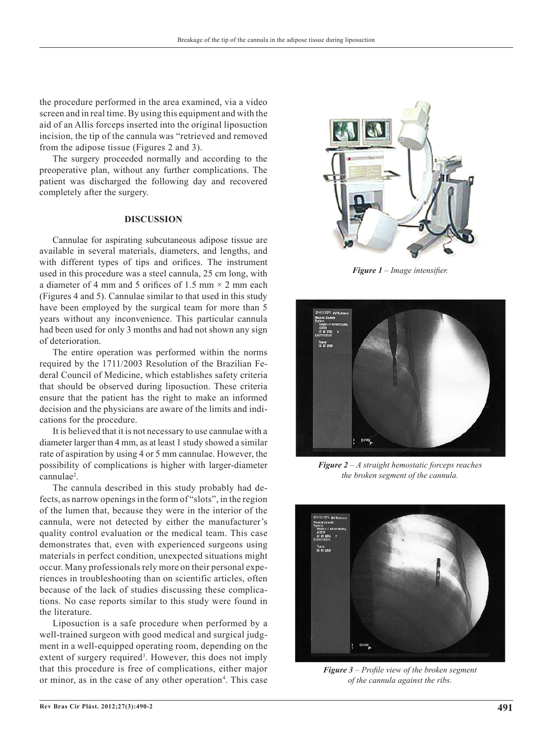the procedure performed in the area examined, via a video screen and in real time. By using this equipment and with the aid of an Allis forceps inserted into the original liposuction incision, the tip of the cannula was "retrieved and removed from the adipose tissue (Figures 2 and 3).

The surgery proceeded normally and according to the preoperative plan, without any further complications. The patient was discharged the following day and recovered completely after the surgery.

## DISCUSSION

Cannulae for aspirating subcutaneous adipose tissue are available in several materials, diameters, and lengths, and with different types of tips and orifices. The instrument used in this procedure was a steel cannula, 25 cm long, with a diameter of 4 mm and 5 orifices of 1.5 mm × 2 mm each (Figures 4 and 5). Cannulae similar to that used in this study have been employed by the surgical team for more than 5 years without any inconvenience. This particular cannula had been used for only 3 months and had not shown any sign of deterioration.

The entire operation was performed within the norms required by the 1711/2003 Resolution of the Brazilian Federal Council of Medicine, which establishes safety criteria that should be observed during liposuction. These criteria ensure that the patient has the right to make an informed decision and the physicians are aware of the limits and indications for the procedure.

It is believed that it is not necessary to use cannulae with a diameter larger than 4 mm, as at least 1 study showed a similar rate of aspiration by using 4 or 5 mm cannulae. However, the possibility of complications is higher with larger-diameter cannulae[2].

The cannula described in this study probably had defects, as narrow openings in the form of "slots", in the region of the lumen that, because they were in the interior of the cannula, were not detected by either the manufacturer's quality control evaluation or the medical team. This case demonstrates that, even with experienced surgeons using materials in perfect condition, unexpected situations might occur. Many professionals rely more on their personal experiences in troubleshooting than on scientific articles, often because of the lack of studies discussing these complications. No case reports similar to this study were found in the literature.

Liposuction is a safe procedure when performed by a well-trained surgeon with good medical and surgical judgment in a well-equipped operating room, depending on the extent of surgery required[3]. However, this does not imply that this procedure is free of complications, either major or minor, as in the case of any other operation[4]. This case

*Figure 1 – Image intensifier.*

*Figure 2 – A straight hemostatic forceps reaches the broken segment of the cannula.*

*Figure 3 – Profile view of the broken segment of the cannula against the ribs.*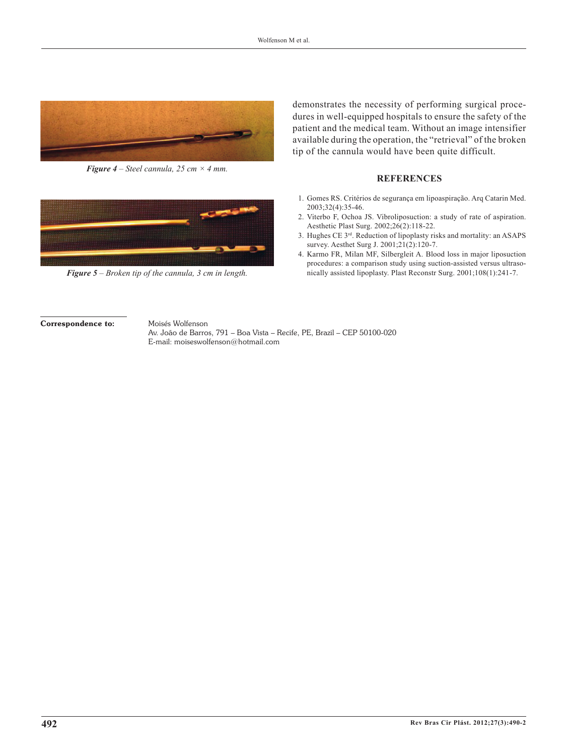*Figure 4 – Steel cannula, 25 cm × 4 mm.*

*Figure 5 – Broken tip of the cannula, 3 cm in length.*

demonstrates the necessity of performing surgical procedures in well-equipped hospitals to ensure the safety of the patient and the medical team. Without an image intensifier available during the operation, the "retrieval" of the broken tip of the cannula would have been quite difficult.

## REFERENCES

1. Gomes RS. Critérios de segurança em lipoaspiração. Arq Catarin Med. 2003;32(4):35-46.
2. Viterbo F, Ochoa JS. Vibroliposuction: a study of rate of aspiration. Aesthetic Plast Surg. 2002;26(2):118-22.
3. Hughes CE 3rd. Reduction of lipoplasty risks and mortality: an ASAPS survey. Aesthet Surg J. 2001;21(2):120-7.
4. Karmo FR, Milan MF, Silbergleit A. Blood loss in major liposuction procedures: a comparison study using suction-assisted versus ultrasonically assisted lipoplasty. Plast Reconstr Surg. 2001;108(1):241-7.

**Correspondence to:** Moisés Wolfenson
Av. João de Barros, 791 – Boa Vista – Recife, PE, Brazil – CEP 50100-020
E-mail: moiseswolfenson@hotmail.com